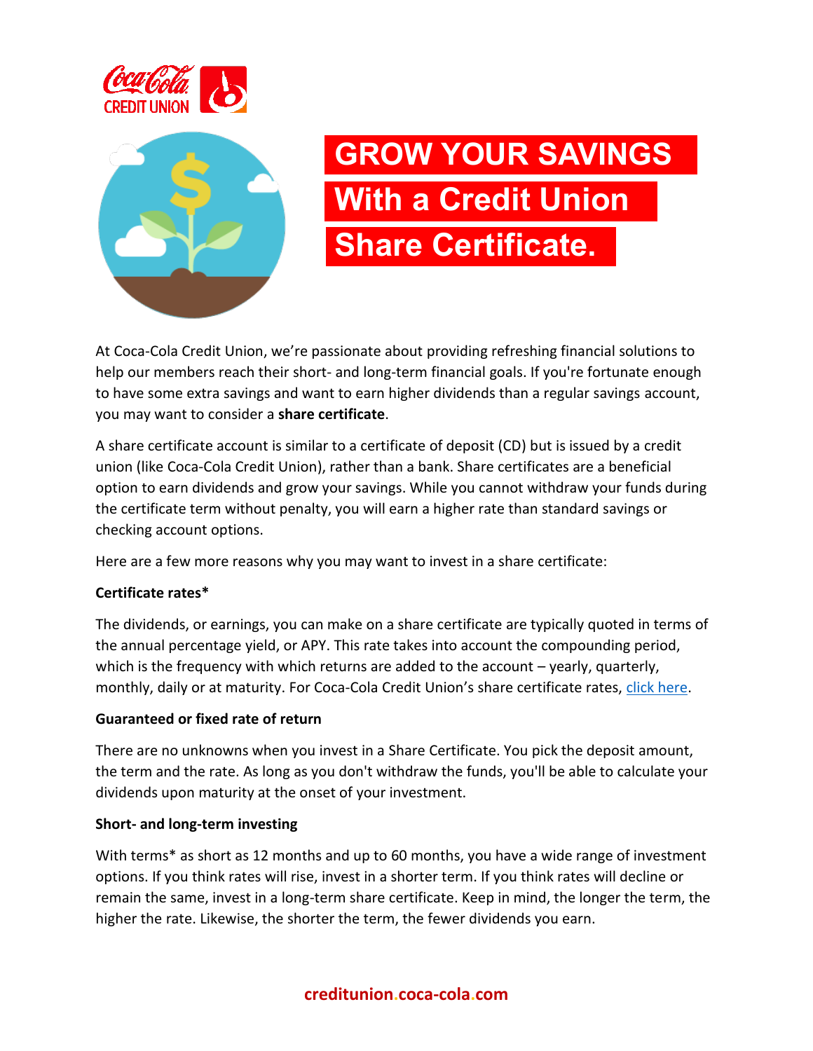# GROW YOUR SAVINGS With a Credit Union Share Certificate.

At Coca-Cola Credit Union, we're passionate about providing refreshing financial solutions to help our members reach their short- and long-term financial goals. If you're fortunate enough to have some extra savings and want to earn higher dividends than a regular savings account, you may want to consider a **share certificate**.

A share certificate account is similar to a certificate of deposit (CD) but is issued by a credit union (like Coca-Cola Credit Union), rather than a bank. Share certificates are a beneficial option to earn dividends and grow your savings. While you cannot withdraw your funds during the certificate term without penalty, you will earn a higher rate than standard savings or checking account options.

Here are a few more reasons why you may want to invest in a share certificate:

**Certificate rates***

The dividends, or earnings, you can make on a share certificate are typically quoted in terms of the annual percentage yield, or APY. This rate takes into account the compounding period, which is the frequency with which returns are added to the account – yearly, quarterly, monthly, daily or at maturity. For Coca-Cola Credit Union's share certificate rates, click here.

**Guaranteed or fixed rate of return**

There are no unknowns when you invest in a Share Certificate. You pick the deposit amount, the term and the rate. As long as you don't withdraw the funds, you'll be able to calculate your dividends upon maturity at the onset of your investment.

**Short- and long-term investing**

With terms* as short as 12 months and up to 60 months, you have a wide range of investment options. If you think rates will rise, invest in a shorter term. If you think rates will decline or remain the same, invest in a long-term share certificate. Keep in mind, the longer the term, the higher the rate. Likewise, the shorter the term, the fewer dividends you earn.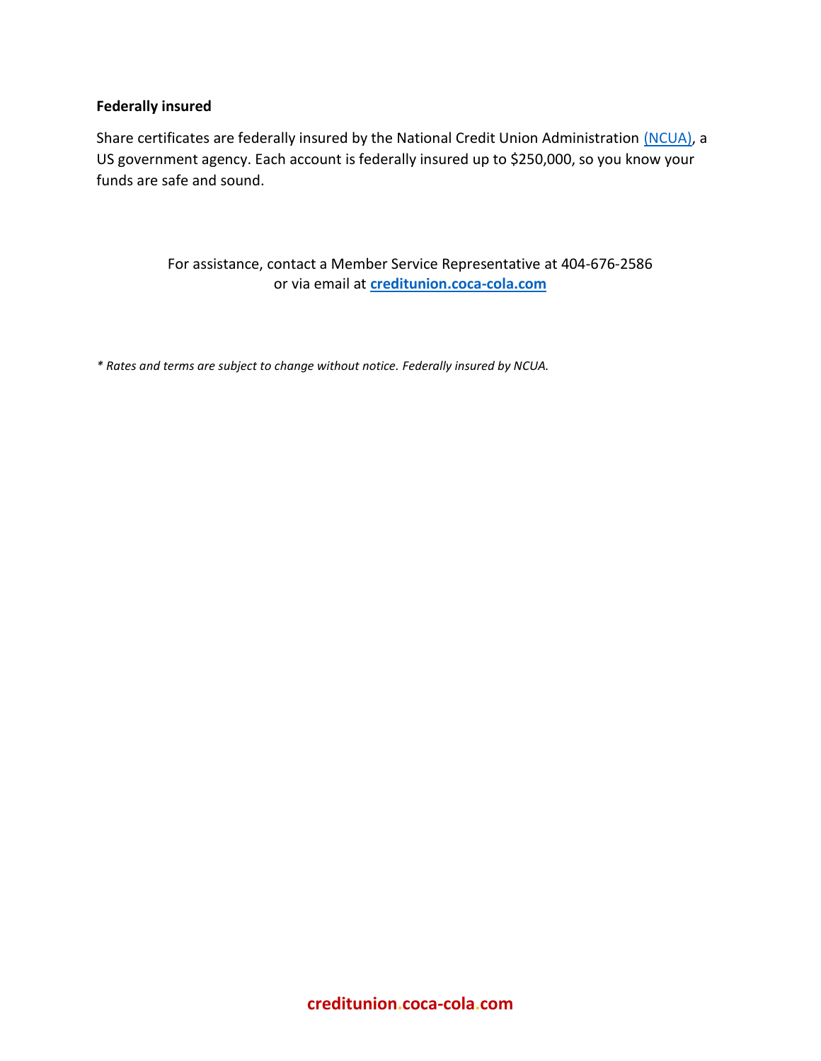**Federally insured**

Share certificates are federally insured by the National Credit Union Administration (NCUA), a US government agency. Each account is federally insured up to $250,000, so you know your funds are safe and sound.

For assistance, contact a Member Service Representative at 404-676-2586
or via email at **creditunion.coca-cola.com**

*\* Rates and terms are subject to change without notice. Federally insured by NCUA.*

**creditunion.coca-cola.com**